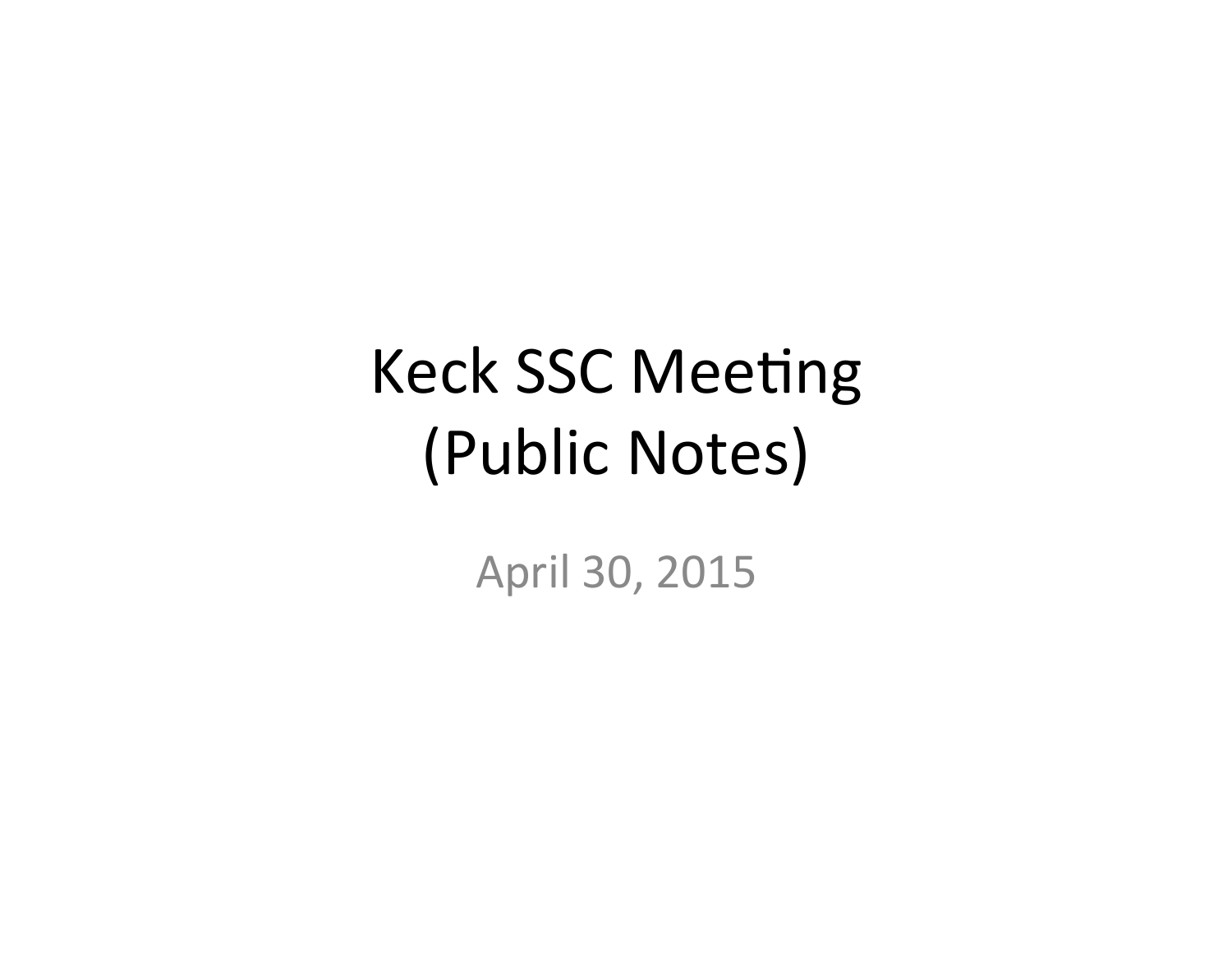# Keck SSC Meeting (Public Notes)

April 30, 2015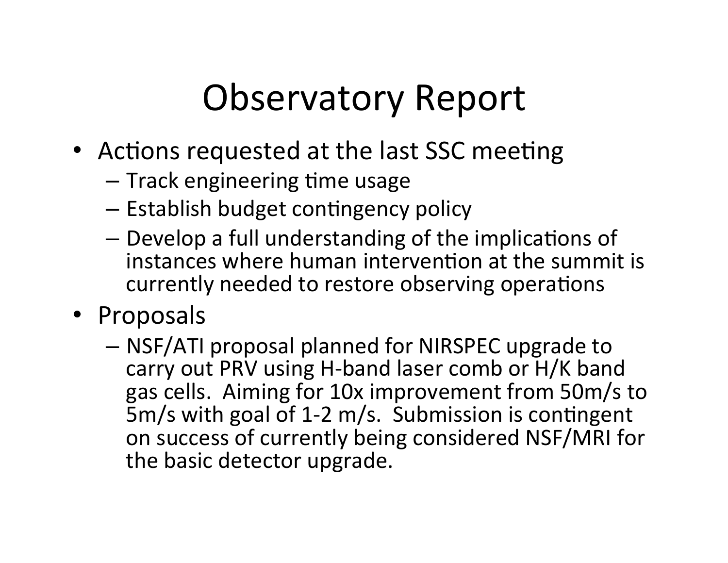# Observatory Report

- Actions requested at the last SSC meeting
  - Track engineering time usage
  - Establish budget contingency policy
  - Develop a full understanding of the implications of instances where human intervention at the summit is currently needed to restore observing operations
- Proposals
  - NSF/ATI proposal planned for NIRSPEC upgrade to carry out PRV using H-band laser comb or H/K band gas cells. Aiming for 10x improvement from 50m/s to 5m/s with goal of 1-2 m/s. Submission is contingent on success of currently being considered NSF/MRI for the basic detector upgrade.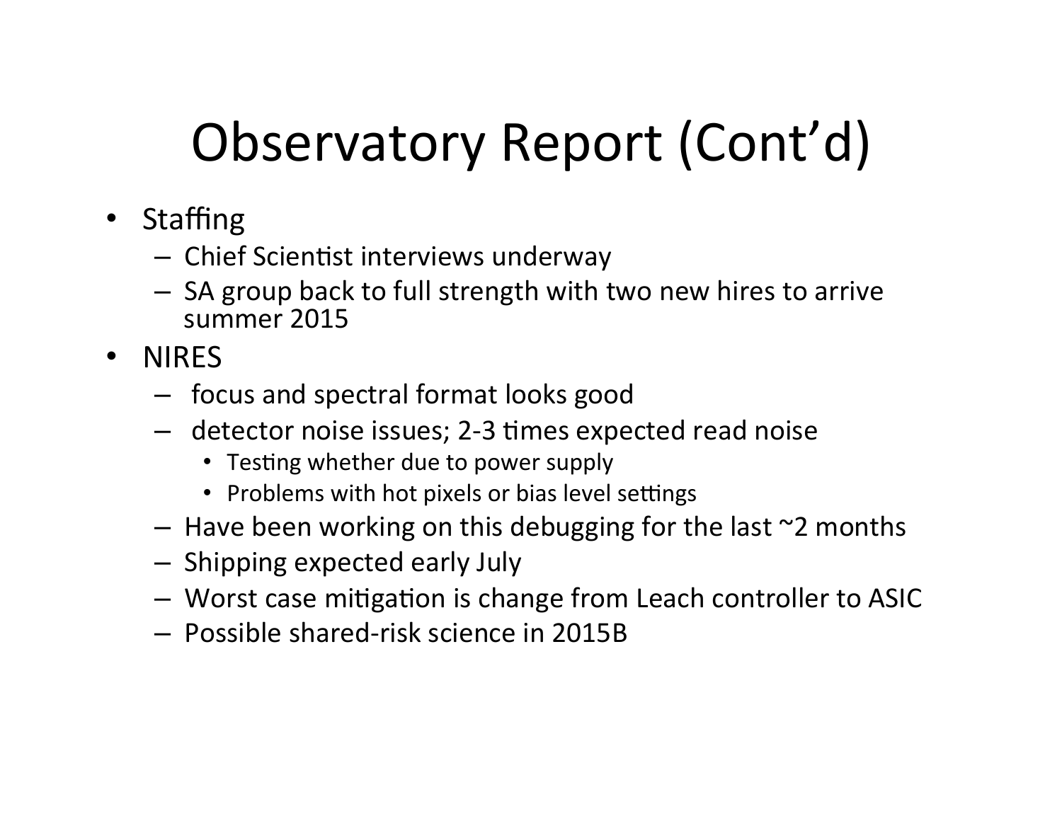# Observatory Report (Cont'd)

- Staffing
  - Chief Scientist interviews underway
  - SA group back to full strength with two new hires to arrive summer 2015
- NIRES
  - focus and spectral format looks good
  - detector noise issues; 2-3 times expected read noise
    - Testing whether due to power supply
    - Problems with hot pixels or bias level settings
  - Have been working on this debugging for the last ~2 months
  - Shipping expected early July
  - Worst case mitigation is change from Leach controller to ASIC
  - Possible shared-risk science in 2015B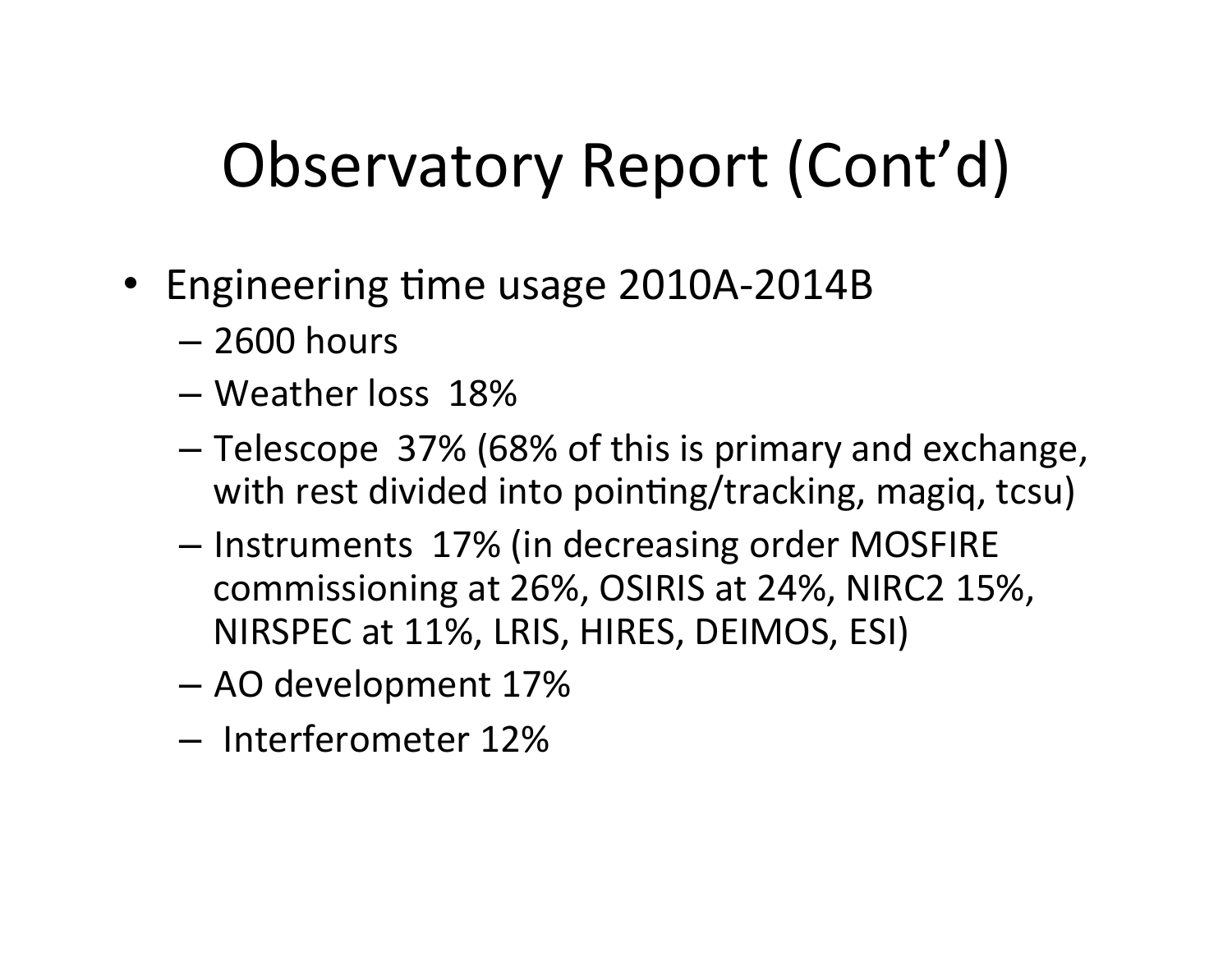# Observatory Report (Cont'd)

- Engineering time usage 2010A-2014B
  - 2600 hours
  - Weather loss 18%
  - Telescope 37% (68% of this is primary and exchange, with rest divided into pointing/tracking, magiq, tcsu)
  - Instruments 17% (in decreasing order MOSFIRE commissioning at 26%, OSIRIS at 24%, NIRC2 15%, NIRSPEC at 11%, LRIS, HIRES, DEIMOS, ESI)
  - AO development 17%
  - Interferometer 12%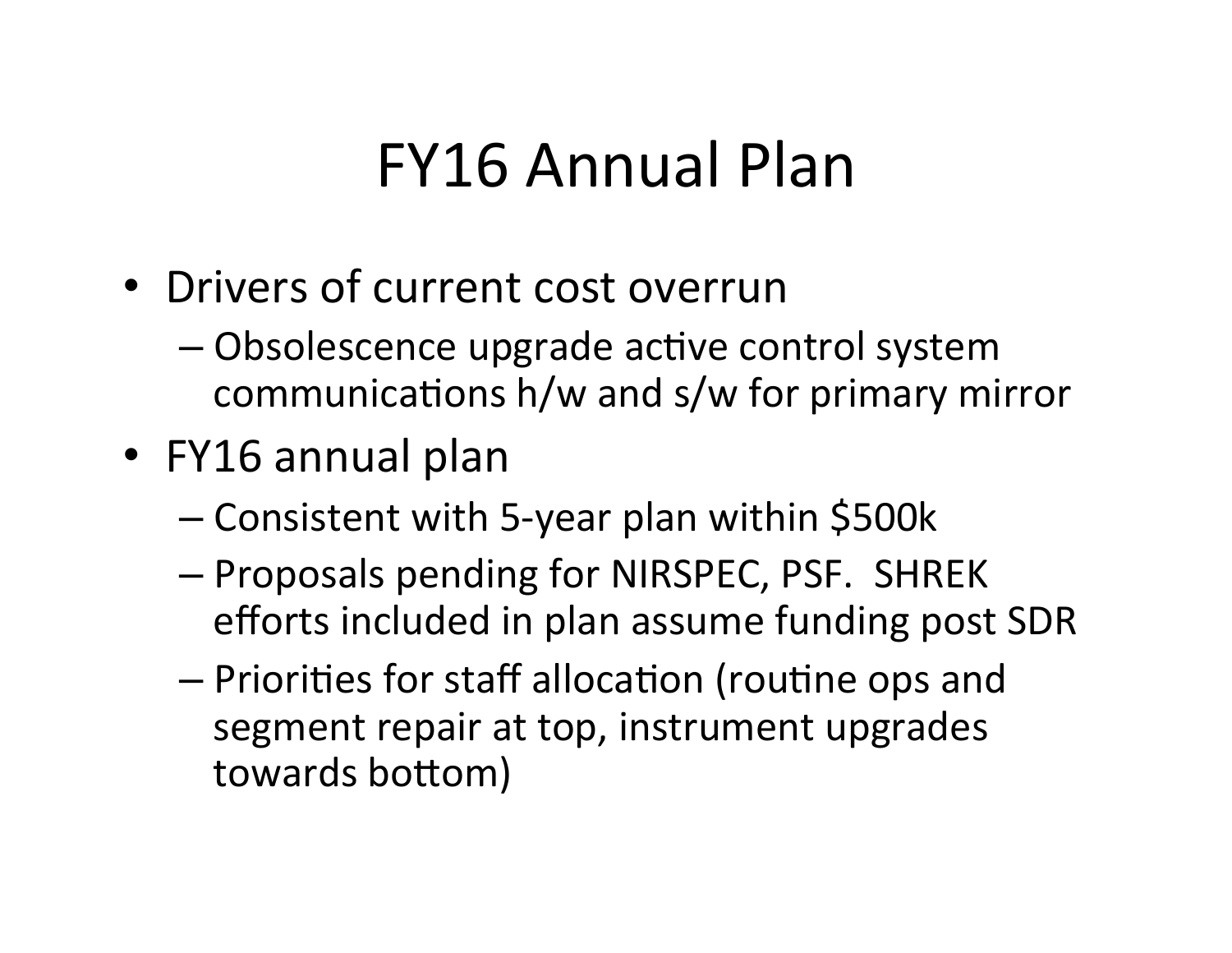# FY16 Annual Plan

- Drivers of current cost overrun
  - Obsolescence upgrade active control system communications h/w and s/w for primary mirror
- FY16 annual plan
  - Consistent with 5-year plan within $500k
  - Proposals pending for NIRSPEC, PSF. SHREK efforts included in plan assume funding post SDR
  - Priorities for staff allocation (routine ops and segment repair at top, instrument upgrades towards bottom)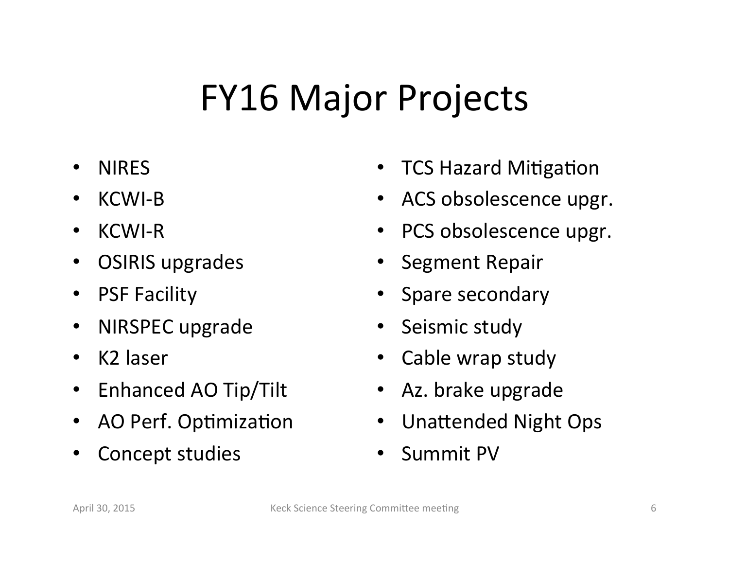# FY16 Major Projects

- NIRES
- KCWI-B
- KCWI-R
- OSIRIS upgrades
- PSF Facility
- NIRSPEC upgrade
- K2 laser
- Enhanced AO Tip/Tilt
- AO Perf. Optimization
- Concept studies
- TCS Hazard Mitigation
- ACS obsolescence upgr.
- PCS obsolescence upgr.
- Segment Repair
- Spare secondary
- Seismic study
- Cable wrap study
- Az. brake upgrade
- Unattended Night Ops
- Summit PV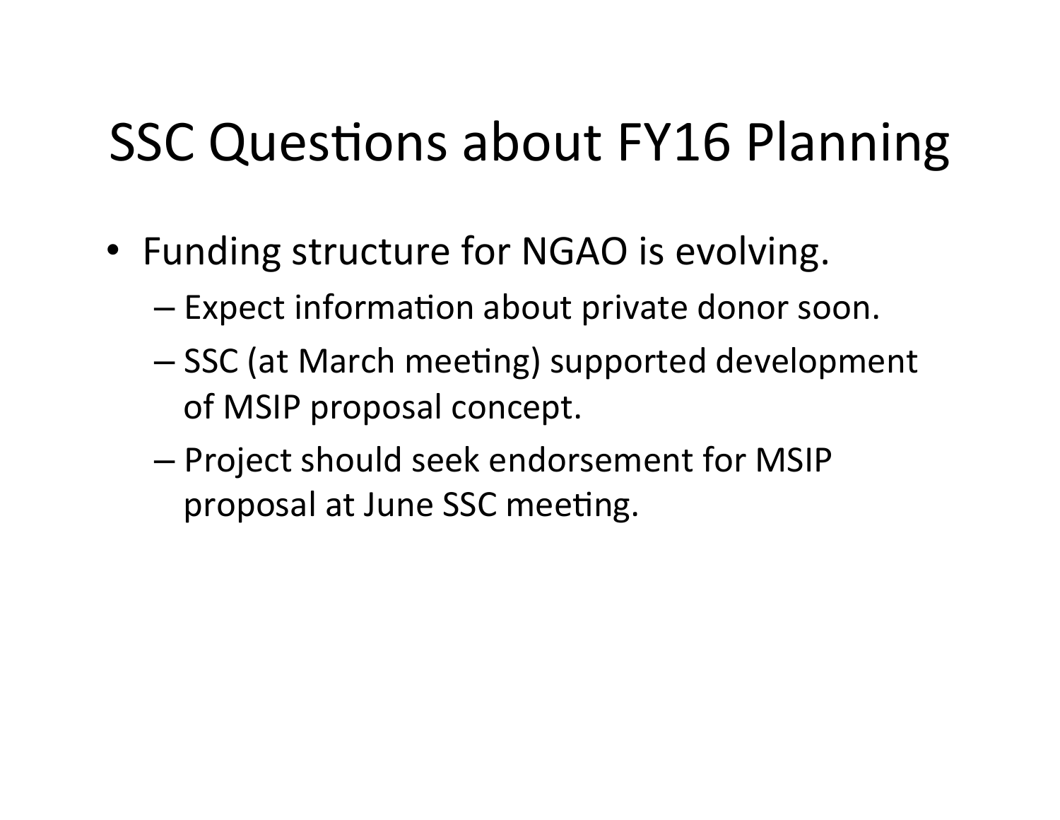# SSC Questions about FY16 Planning

- Funding structure for NGAO is evolving.
  - Expect information about private donor soon.
  - SSC (at March meeting) supported development of MSIP proposal concept.
  - Project should seek endorsement for MSIP proposal at June SSC meeting.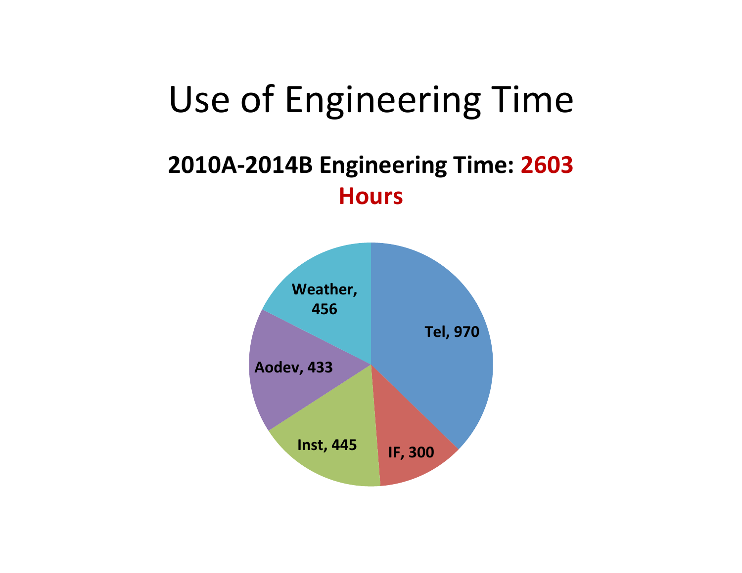# Use of Engineering Time

**2010A-2014B Engineering Time: 2603 Hours**

Tel, 970

IF, 300

Inst, 445

Aodev, 433

Weather, 456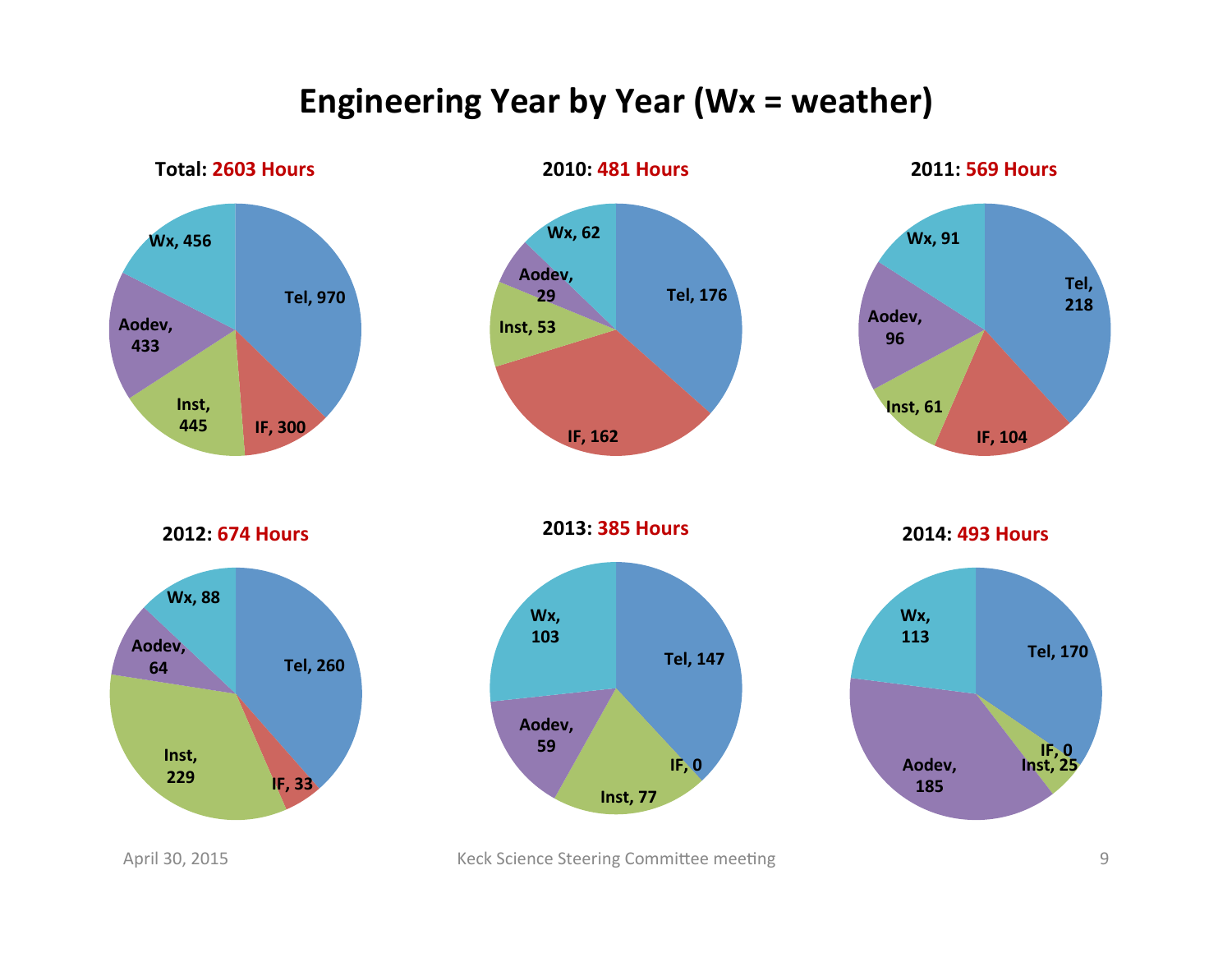# Engineering Year by Year (Wx = weather)

**Total: 2603 Hours**

- Tel, 970
- IF, 300
- Inst, 445
- Aodev, 433
- Wx, 456

**2010: 481 Hours**

- Tel, 176
- IF, 162
- Inst, 53
- Aodev, 29
- Wx, 62

**2011: 569 Hours**

- Tel, 218
- IF, 104
- Inst, 61
- Aodev, 96
- Wx, 91

**2012: 674 Hours**

- Tel, 260
- IF, 33
- Inst, 229
- Aodev, 64
- Wx, 88

**2013: 385 Hours**

- Tel, 147
- IF, 0
- Inst, 77
- Aodev, 59
- Wx, 103

**2014: 493 Hours**

- Tel, 170
- IF, 0
- Inst, 25
- Aodev, 185
- Wx, 113

April 30, 2015 — Keck Science Steering Committee meeting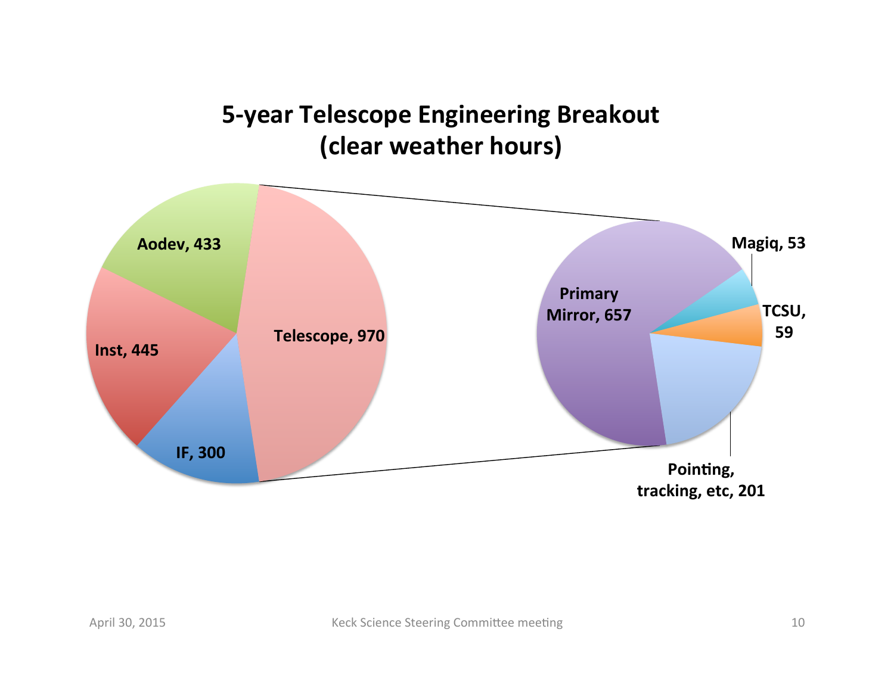# 5-year Telescope Engineering Breakout (clear weather hours)

Aodev, 433

Telescope, 970

Inst, 445

IF, 300

Primary Mirror, 657

Magiq, 53

TCSU, 59

Pointing, tracking, etc, 201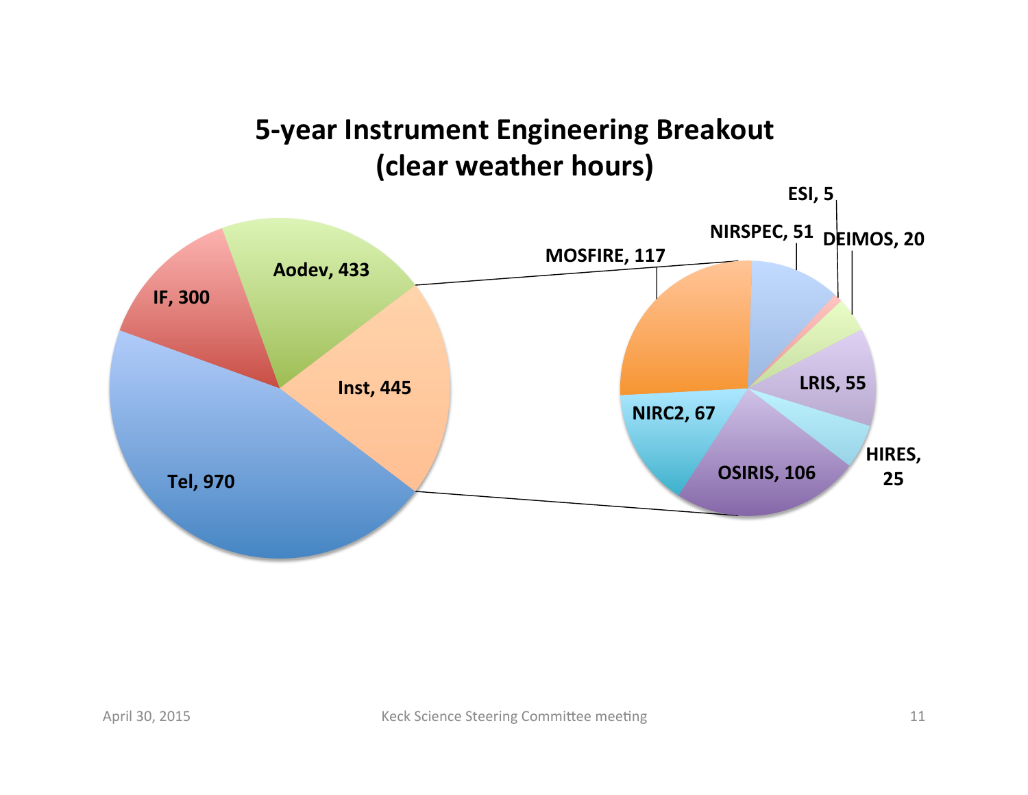# 5-year Instrument Engineering Breakout (clear weather hours)

| Category | Hours |
| --- | --- |
| Tel | 970 |
| Inst | 445 |
| Aodev | 433 |
| IF | 300 |

**Inst breakout:**

| Instrument | Hours |
| --- | --- |
| MOSFIRE | 117 |
| OSIRIS | 106 |
| NIRC2 | 67 |
| LRIS | 55 |
| NIRSPEC | 51 |
| HIRES | 25 |
| DEIMOS | 20 |
| ESI | 5 |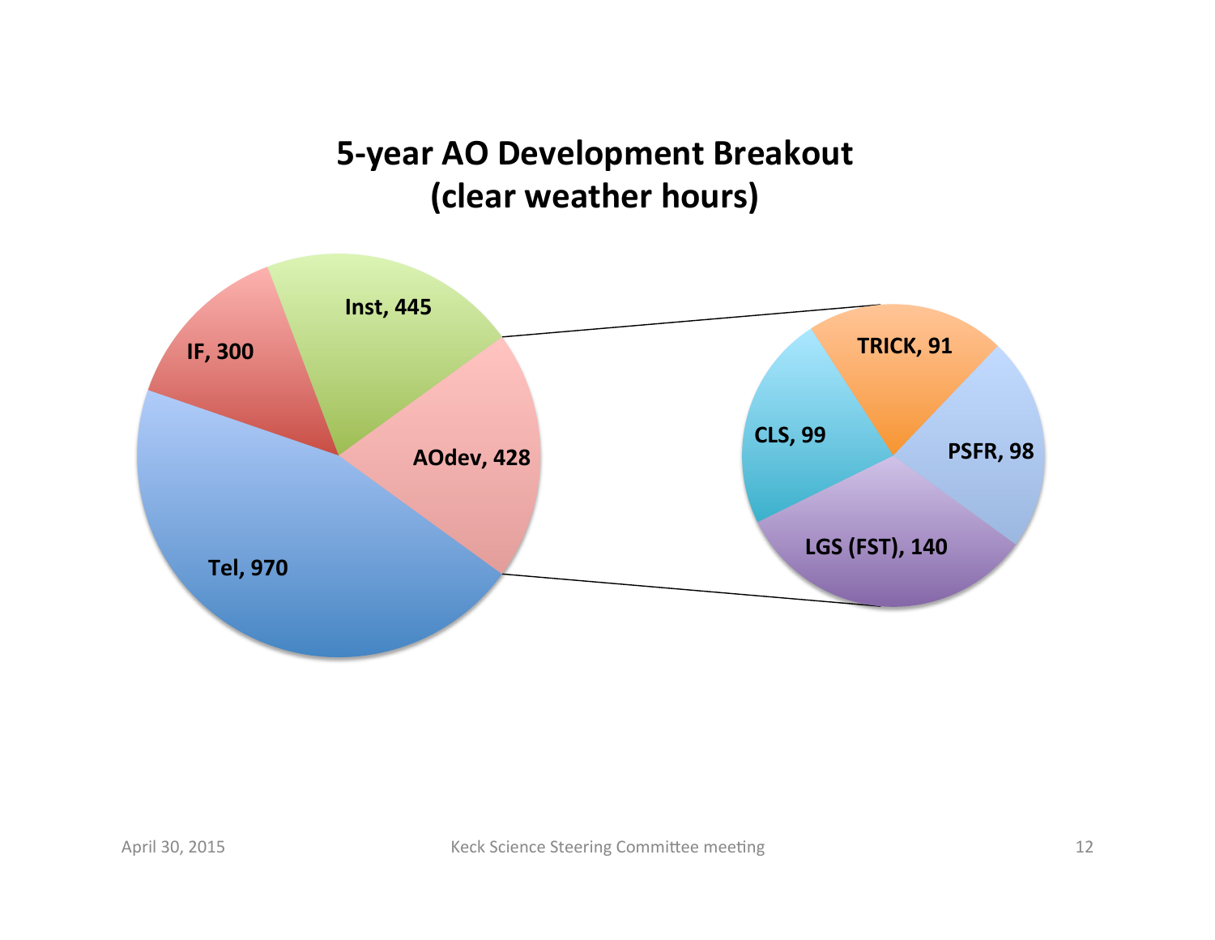# 5-year AO Development Breakout (clear weather hours)

| Category | Hours |
| --- | --- |
| Inst | 445 |
| IF | 300 |
| Tel | 970 |
| AOdev | 428 |

AOdev breakout:

| Category | Hours |
| --- | --- |
| TRICK | 91 |
| CLS | 99 |
| PSFR | 98 |
| LGS (FST) | 140 |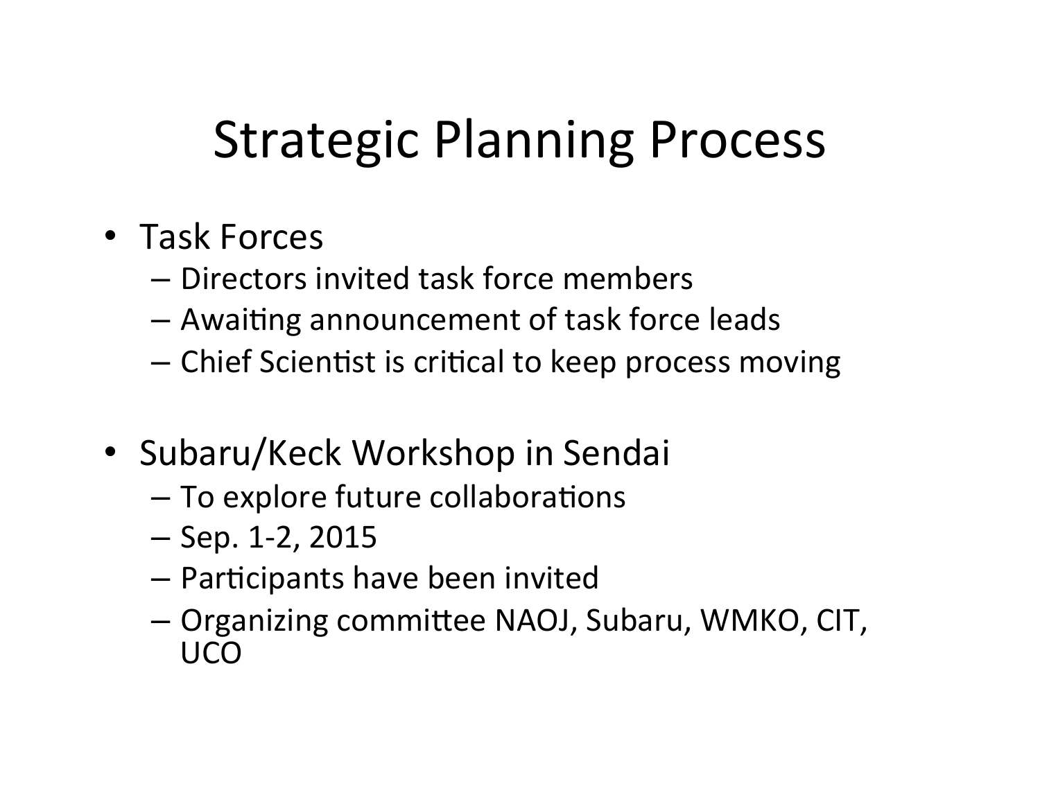# Strategic Planning Process

- Task Forces
  - Directors invited task force members
  - Awaiting announcement of task force leads
  - Chief Scientist is critical to keep process moving

- Subaru/Keck Workshop in Sendai
  - To explore future collaborations
  - Sep. 1-2, 2015
  - Participants have been invited
  - Organizing committee NAOJ, Subaru, WMKO, CIT, UCO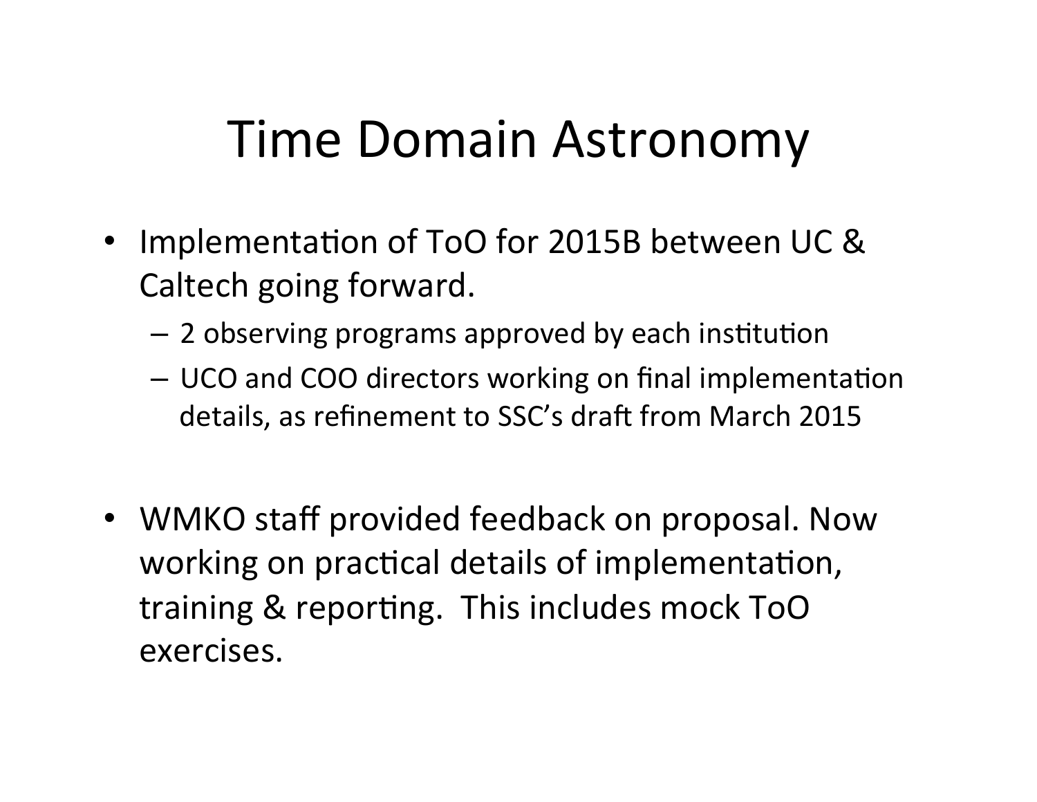# Time Domain Astronomy

- Implementation of ToO for 2015B between UC & Caltech going forward.
  - 2 observing programs approved by each institution
  - UCO and COO directors working on final implementation details, as refinement to SSC's draft from March 2015

- WMKO staff provided feedback on proposal. Now working on practical details of implementation, training & reporting. This includes mock ToO exercises.